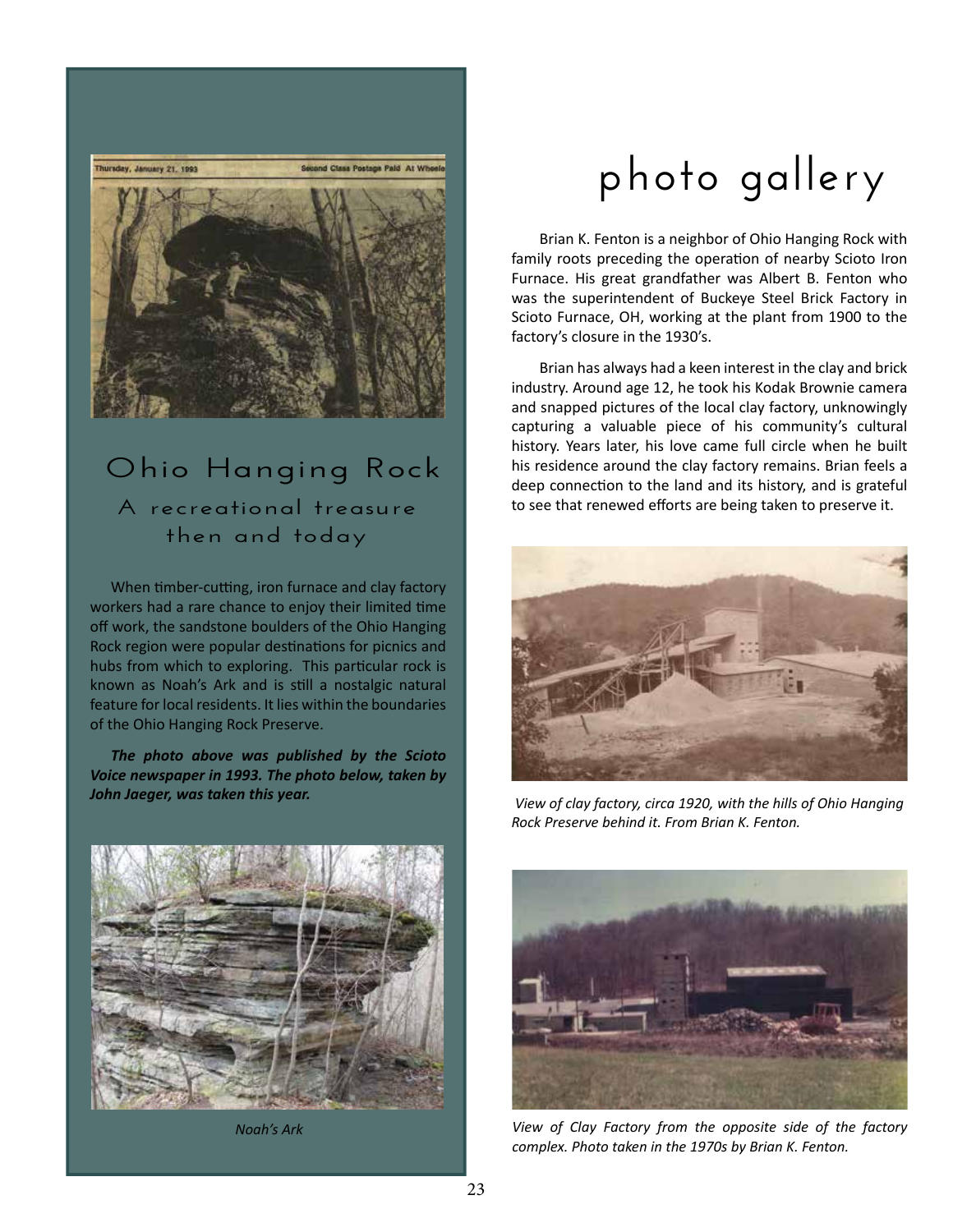# photo gallery

Brian K. Fenton is a neighbor of Ohio Hanging Rock with family roots preceding the operation of nearby Scioto Iron Furnace. His great grandfather was Albert B. Fenton who was the superintendent of Buckeye Steel Brick Factory in Scioto Furnace, OH, working at the plant from 1900 to the factory's closure in the 1930's.

Brian has always had a keen interest in the clay and brick industry. Around age 12, he took his Kodak Brownie camera and snapped pictures of the local clay factory, unknowingly capturing a valuable piece of his community's cultural history. Years later, his love came full circle when he built his residence around the clay factory remains. Brian feels a deep connection to the land and its history, and is grateful to see that renewed efforts are being taken to preserve it.

*View of clay factory, circa 1920, with the hills of Ohio Hanging Rock Preserve behind it. From Brian K. Fenton.*

*View of Clay Factory from the opposite side of the factory complex. Photo taken in the 1970s by Brian K. Fenton.*

## Ohio Hanging Rock

### A recreational treasure then and today

When timber-cutting, iron furnace and clay factory workers had a rare chance to enjoy their limited time off work, the sandstone boulders of the Ohio Hanging Rock region were popular destinations for picnics and hubs from which to exploring. This particular rock is known as Noah's Ark and is still a nostalgic natural feature for local residents. It lies within the boundaries of the Ohio Hanging Rock Preserve.

***The photo above was published by the Scioto Voice newspaper in 1993. The photo below, taken by John Jaeger, was taken this year.***

*Noah's Ark*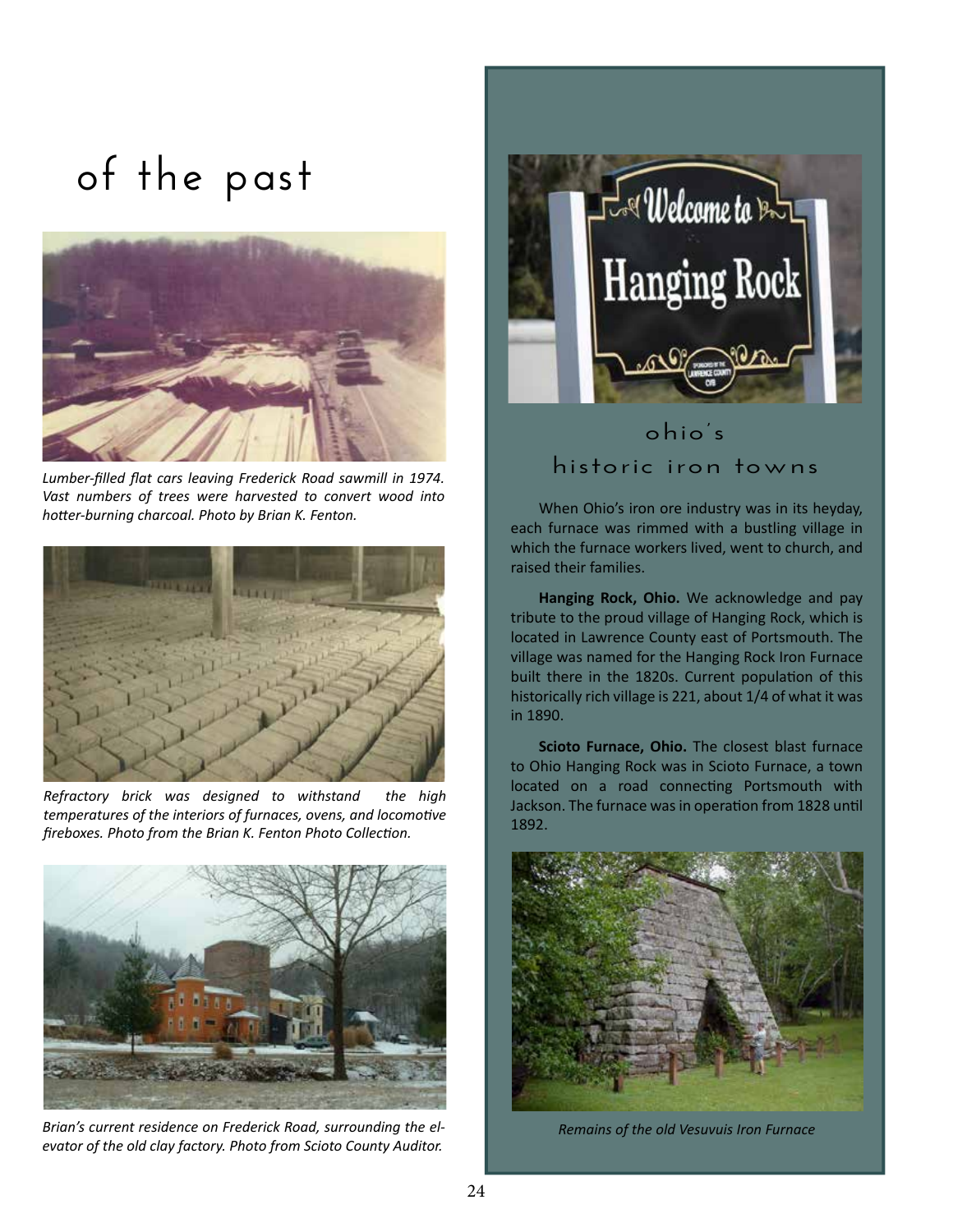# of the past

*Lumber-filled flat cars leaving Frederick Road sawmill in 1974. Vast numbers of trees were harvested to convert wood into hotter-burning charcoal. Photo by Brian K. Fenton.*

*Refractory brick was designed to withstand the high temperatures of the interiors of furnaces, ovens, and locomotive fireboxes. Photo from the Brian K. Fenton Photo Collection.*

*Brian's current residence on Frederick Road, surrounding the elevator of the old clay factory. Photo from Scioto County Auditor.*

## ohio's historic iron towns

When Ohio's iron ore industry was in its heyday, each furnace was rimmed with a bustling village in which the furnace workers lived, went to church, and raised their families.

**Hanging Rock, Ohio.** We acknowledge and pay tribute to the proud village of Hanging Rock, which is located in Lawrence County east of Portsmouth. The village was named for the Hanging Rock Iron Furnace built there in the 1820s. Current population of this historically rich village is 221, about 1/4 of what it was in 1890.

**Scioto Furnace, Ohio.** The closest blast furnace to Ohio Hanging Rock was in Scioto Furnace, a town located on a road connecting Portsmouth with Jackson. The furnace was in operation from 1828 until 1892.

*Remains of the old Vesuvuis Iron Furnace*